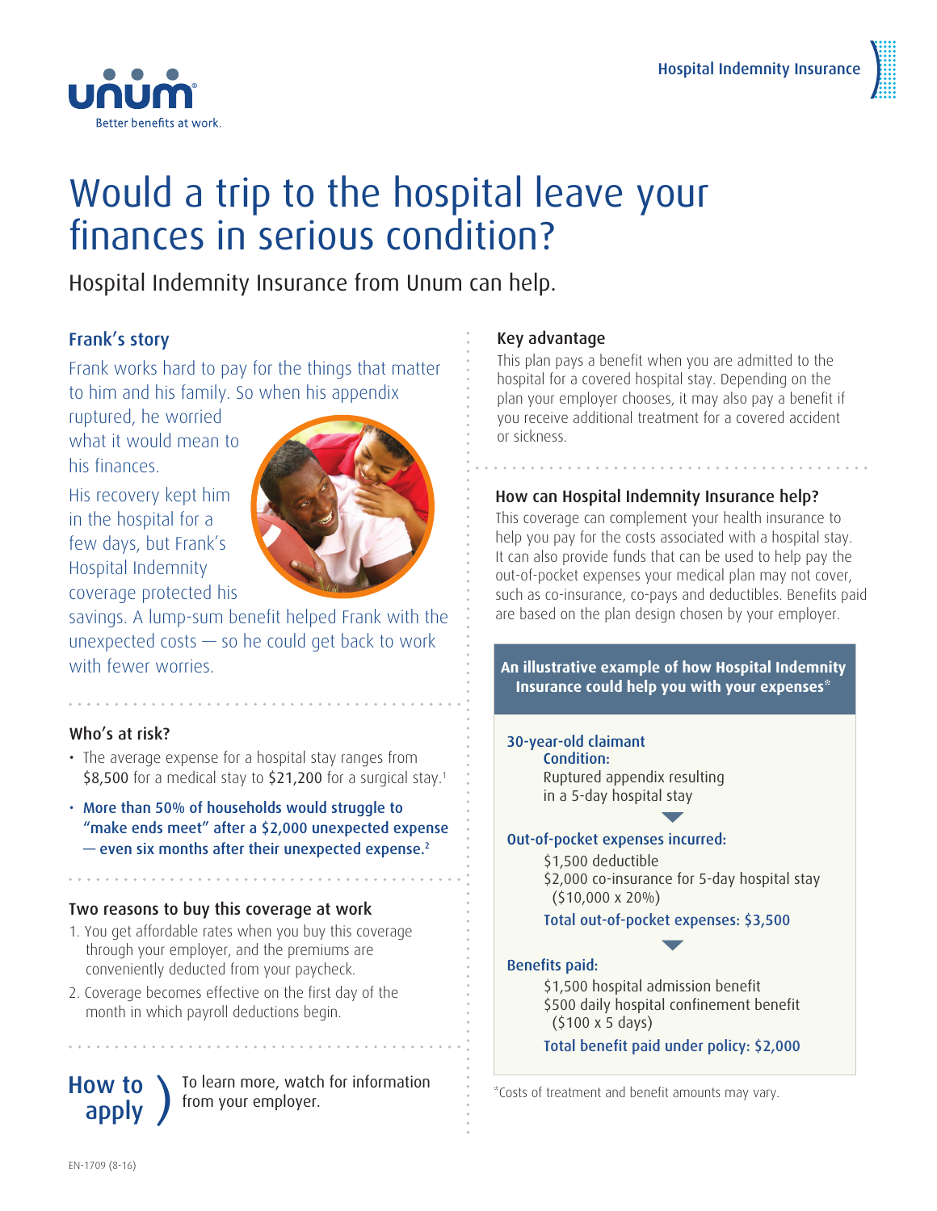Hospital Indemnity Insurance

unum

Better benefits at work.

# Would a trip to the hospital leave your finances in serious condition?

Hospital Indemnity Insurance from Unum can help.

## Frank's story

Frank works hard to pay for the things that matter to him and his family. So when his appendix ruptured, he worried what it would mean to his finances.

His recovery kept him in the hospital for a few days, but Frank's Hospital Indemnity coverage protected his savings. A lump-sum benefit helped Frank with the unexpected costs — so he could get back to work with fewer worries.

### Who's at risk?

- The average expense for a hospital stay ranges from $8,500 for a medical stay to $21,200 for a surgical stay.[1]
- **More than 50% of households would struggle to "make ends meet" after a $2,000 unexpected expense — even six months after their unexpected expense.**[2]

### Two reasons to buy this coverage at work

1. You get affordable rates when you buy this coverage through your employer, and the premiums are conveniently deducted from your paycheck.
2. Coverage becomes effective on the first day of the month in which payroll deductions begin.

## How to apply

To learn more, watch for information from your employer.

### Key advantage

This plan pays a benefit when you are admitted to the hospital for a covered hospital stay. Depending on the plan your employer chooses, it may also pay a benefit if you receive additional treatment for a covered accident or sickness.

### How can Hospital Indemnity Insurance help?

This coverage can complement your health insurance to help you pay for the costs associated with a hospital stay. It can also provide funds that can be used to help pay the out-of-pocket expenses your medical plan may not cover, such as co-insurance, co-pays and deductibles. Benefits paid are based on the plan design chosen by your employer.

**An illustrative example of how Hospital Indemnity Insurance could help you with your expenses***

**30-year-old claimant**

**Condition:**
Ruptured appendix resulting in a 5-day hospital stay

**Out-of-pocket expenses incurred:**
$1,500 deductible
$2,000 co-insurance for 5-day hospital stay ($10,000 x 20%)
**Total out-of-pocket expenses: $3,500**

**Benefits paid:**
$1,500 hospital admission benefit
$500 daily hospital confinement benefit ($100 x 5 days)
**Total benefit paid under policy: $2,000**

*Costs of treatment and benefit amounts may vary.

EN-1709 (8-16)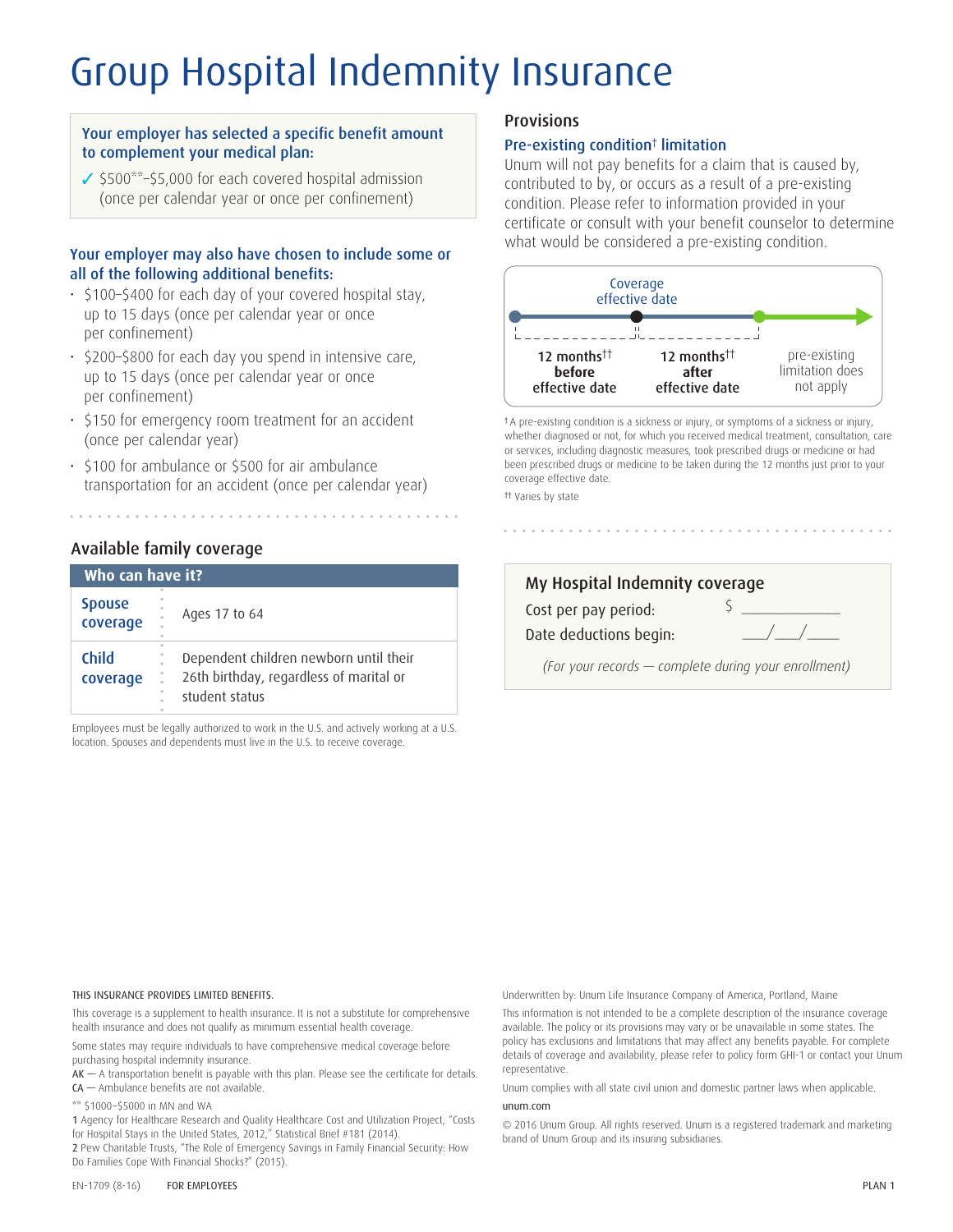# Group Hospital Indemnity Insurance

**Your employer has selected a specific benefit amount to complement your medical plan:**

✓ $500**–$5,000 for each covered hospital admission (once per calendar year or once per confinement)

**Your employer may also have chosen to include some or all of the following additional benefits:**

- $100–$400 for each day of your covered hospital stay, up to 15 days (once per calendar year or once per confinement)
- $200–$800 for each day you spend in intensive care, up to 15 days (once per calendar year or once per confinement)
- $150 for emergency room treatment for an accident (once per calendar year)
- $100 for ambulance or $500 for air ambulance transportation for an accident (once per calendar year)

## Available family coverage

| Who can have it? | |
|---|---|
| **Spouse coverage** | Ages 17 to 64 |
| **Child coverage** | Dependent children newborn until their 26th birthday, regardless of marital or student status |

Employees must be legally authorized to work in the U.S. and actively working at a U.S. location. Spouses and dependents must live in the U.S. to receive coverage.

## Provisions

### Pre-existing condition† limitation

Unum will not pay benefits for a claim that is caused by, contributed to by, or occurs as a result of a pre-existing condition. Please refer to information provided in your certificate or consult with your benefit counselor to determine what would be considered a pre-existing condition.

Coverage effective date

**12 months†† before effective date**

**12 months†† after effective date**

pre-existing limitation does not apply

† A pre-existing condition is a sickness or injury, or symptoms of a sickness or injury, whether diagnosed or not, for which you received medical treatment, consultation, care or services, including diagnostic measures, took prescribed drugs or medicine or had been prescribed drugs or medicine to be taken during the 12 months just prior to your coverage effective date.

†† Varies by state

### My Hospital Indemnity coverage

Cost per pay period: $ ___________

Date deductions begin: ___/___/___

*(For your records — complete during your enrollment)*

THIS INSURANCE PROVIDES LIMITED BENEFITS.

This coverage is a supplement to health insurance. It is not a substitute for comprehensive health insurance and does not qualify as minimum essential health coverage.

Some states may require individuals to have comprehensive medical coverage before purchasing hospital indemnity insurance.

AK — A transportation benefit is payable with this plan. Please see the certificate for details.
CA — Ambulance benefits are not available.

** $1000–$5000 in MN and WA

1 Agency for Healthcare Research and Quality Healthcare Cost and Utilization Project, "Costs for Hospital Stays in the United States, 2012," Statistical Brief #181 (2014).
2 Pew Charitable Trusts, "The Role of Emergency Savings in Family Financial Security: How Do Families Cope With Financial Shocks?" (2015).

Underwritten by: Unum Life Insurance Company of America, Portland, Maine

This information is not intended to be a complete description of the insurance coverage available. The policy or its provisions may vary or be unavailable in some states. The policy has exclusions and limitations that may affect any benefits payable. For complete details of coverage and availability, please refer to policy form GHI-1 or contact your Unum representative.

Unum complies with all state civil union and domestic partner laws when applicable.

unum.com

© 2016 Unum Group. All rights reserved. Unum is a registered trademark and marketing brand of Unum Group and its insuring subsidiaries.

EN-1709 (8-16) FOR EMPLOYEES PLAN 1